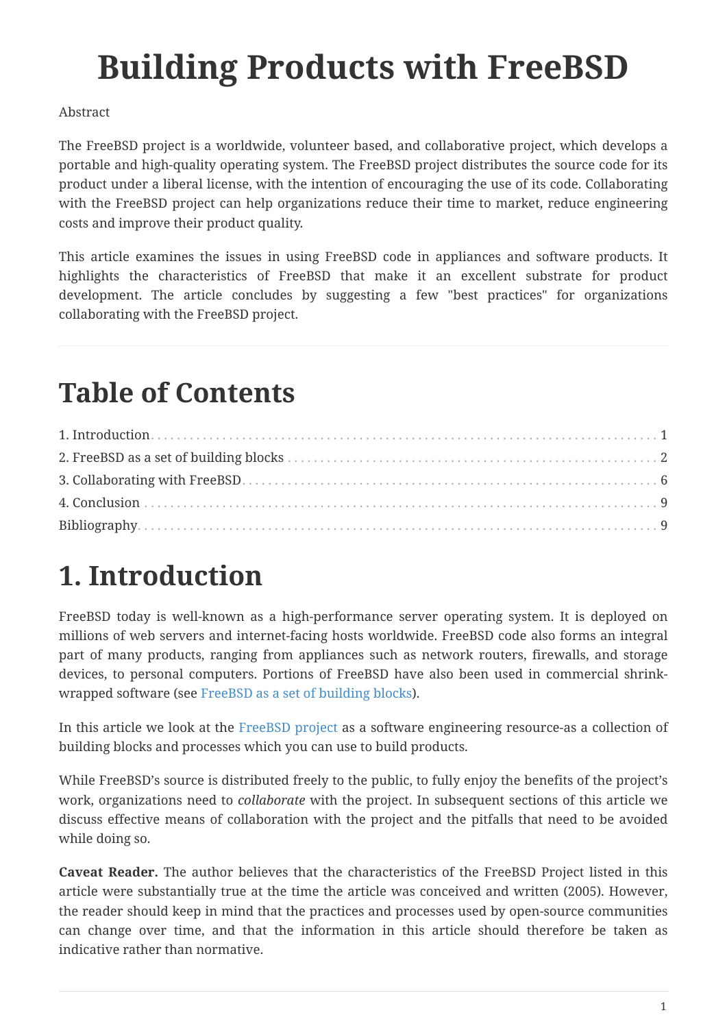# Building Products with FreeBSD

Abstract

The FreeBSD project is a worldwide, volunteer based, and collaborative project, which develops a portable and high-quality operating system. The FreeBSD project distributes the source code for its product under a liberal license, with the intention of encouraging the use of its code. Collaborating with the FreeBSD project can help organizations reduce their time to market, reduce engineering costs and improve their product quality.

This article examines the issues in using FreeBSD code in appliances and software products. It highlights the characteristics of FreeBSD that make it an excellent substrate for product development. The article concludes by suggesting a few "best practices" for organizations collaborating with the FreeBSD project.

---

## Table of Contents

1. Introduction ... 1
2. FreeBSD as a set of building blocks ... 2
3. Collaborating with FreeBSD ... 6
4. Conclusion ... 9

Bibliography ... 9

## 1. Introduction

FreeBSD today is well-known as a high-performance server operating system. It is deployed on millions of web servers and internet-facing hosts worldwide. FreeBSD code also forms an integral part of many products, ranging from appliances such as network routers, firewalls, and storage devices, to personal computers. Portions of FreeBSD have also been used in commercial shrink-wrapped software (see FreeBSD as a set of building blocks).

In this article we look at the FreeBSD project as a software engineering resource-as a collection of building blocks and processes which you can use to build products.

While FreeBSD's source is distributed freely to the public, to fully enjoy the benefits of the project's work, organizations need to *collaborate* with the project. In subsequent sections of this article we discuss effective means of collaboration with the project and the pitfalls that need to be avoided while doing so.

**Caveat Reader.** The author believes that the characteristics of the FreeBSD Project listed in this article were substantially true at the time the article was conceived and written (2005). However, the reader should keep in mind that the practices and processes used by open-source communities can change over time, and that the information in this article should therefore be taken as indicative rather than normative.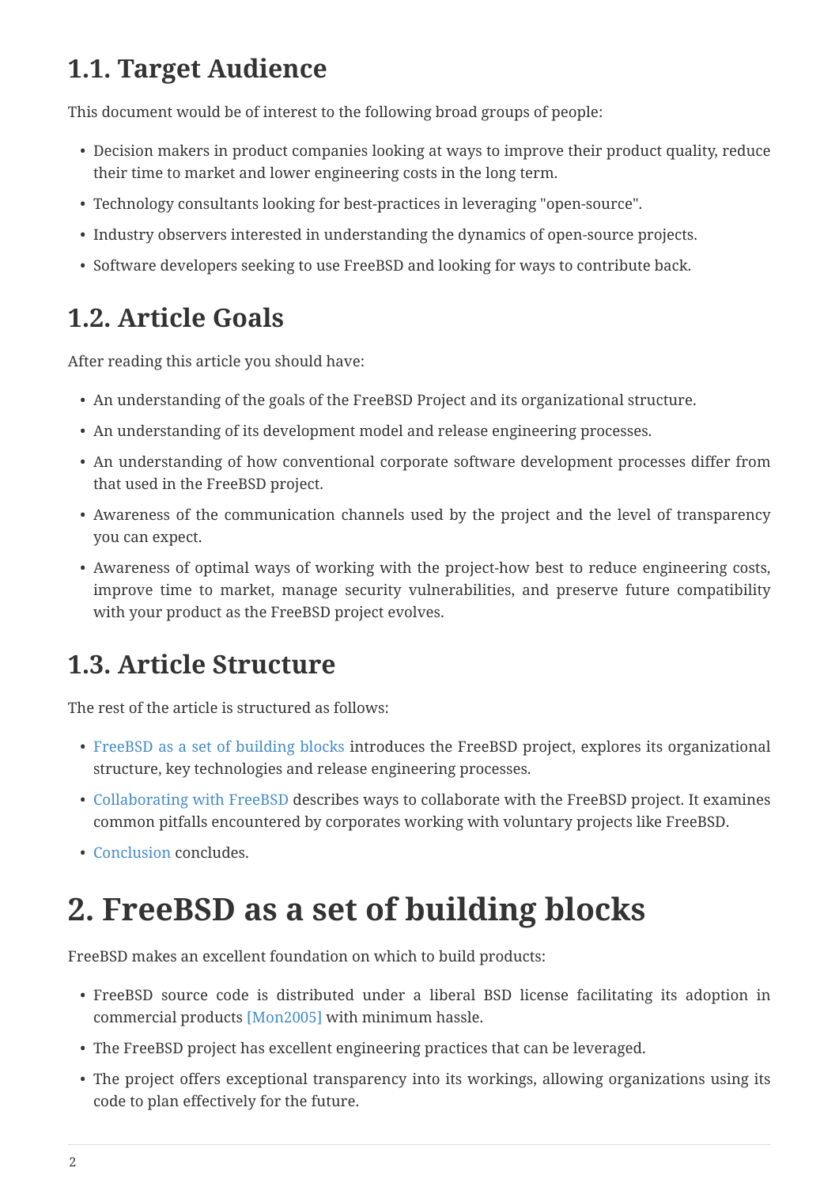## 1.1. Target Audience

This document would be of interest to the following broad groups of people:

- Decision makers in product companies looking at ways to improve their product quality, reduce their time to market and lower engineering costs in the long term.
- Technology consultants looking for best-practices in leveraging "open-source".
- Industry observers interested in understanding the dynamics of open-source projects.
- Software developers seeking to use FreeBSD and looking for ways to contribute back.

## 1.2. Article Goals

After reading this article you should have:

- An understanding of the goals of the FreeBSD Project and its organizational structure.
- An understanding of its development model and release engineering processes.
- An understanding of how conventional corporate software development processes differ from that used in the FreeBSD project.
- Awareness of the communication channels used by the project and the level of transparency you can expect.
- Awareness of optimal ways of working with the project-how best to reduce engineering costs, improve time to market, manage security vulnerabilities, and preserve future compatibility with your product as the FreeBSD project evolves.

## 1.3. Article Structure

The rest of the article is structured as follows:

- FreeBSD as a set of building blocks introduces the FreeBSD project, explores its organizational structure, key technologies and release engineering processes.
- Collaborating with FreeBSD describes ways to collaborate with the FreeBSD project. It examines common pitfalls encountered by corporates working with voluntary projects like FreeBSD.
- Conclusion concludes.

# 2. FreeBSD as a set of building blocks

FreeBSD makes an excellent foundation on which to build products:

- FreeBSD source code is distributed under a liberal BSD license facilitating its adoption in commercial products [Mon2005] with minimum hassle.
- The FreeBSD project has excellent engineering practices that can be leveraged.
- The project offers exceptional transparency into its workings, allowing organizations using its code to plan effectively for the future.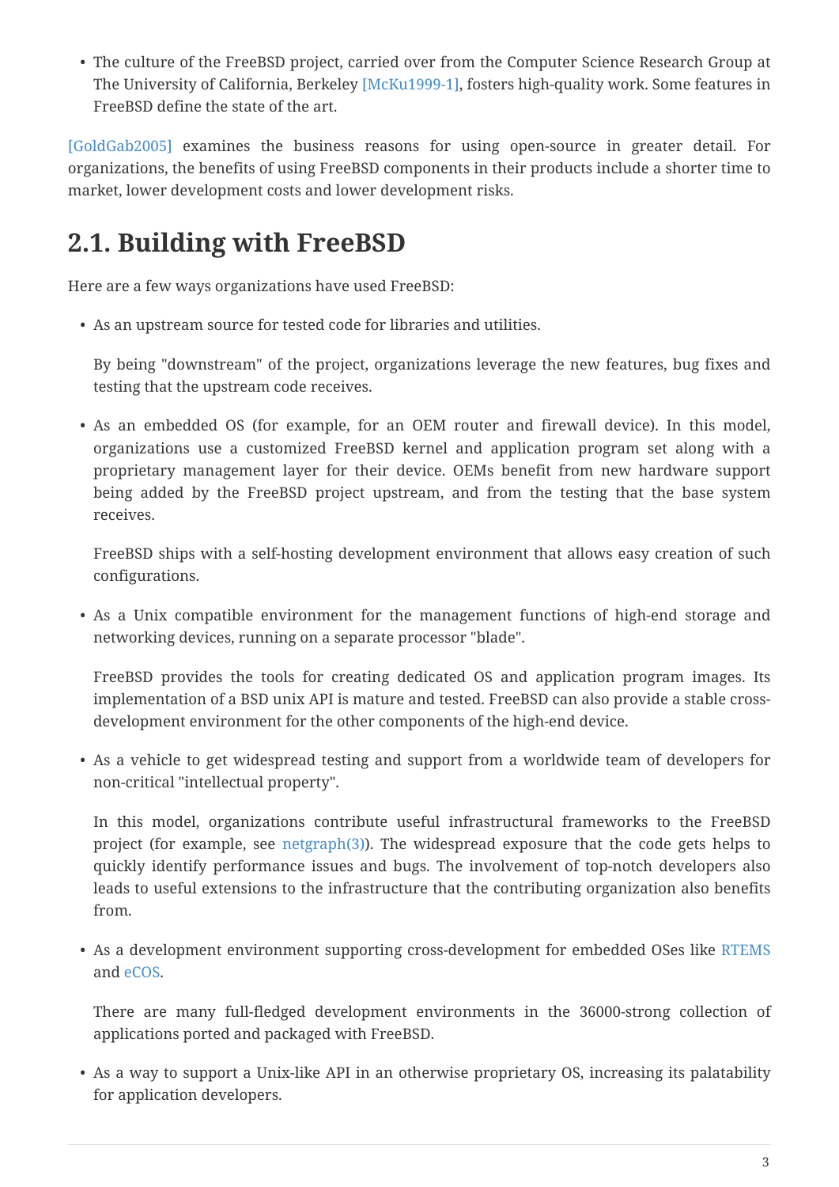- The culture of the FreeBSD project, carried over from the Computer Science Research Group at The University of California, Berkeley [McKu1999-1], fosters high-quality work. Some features in FreeBSD define the state of the art.

[GoldGab2005] examines the business reasons for using open-source in greater detail. For organizations, the benefits of using FreeBSD components in their products include a shorter time to market, lower development costs and lower development risks.

## 2.1. Building with FreeBSD

Here are a few ways organizations have used FreeBSD:

- As an upstream source for tested code for libraries and utilities.

  By being "downstream" of the project, organizations leverage the new features, bug fixes and testing that the upstream code receives.

- As an embedded OS (for example, for an OEM router and firewall device). In this model, organizations use a customized FreeBSD kernel and application program set along with a proprietary management layer for their device. OEMs benefit from new hardware support being added by the FreeBSD project upstream, and from the testing that the base system receives.

  FreeBSD ships with a self-hosting development environment that allows easy creation of such configurations.

- As a Unix compatible environment for the management functions of high-end storage and networking devices, running on a separate processor "blade".

  FreeBSD provides the tools for creating dedicated OS and application program images. Its implementation of a BSD unix API is mature and tested. FreeBSD can also provide a stable cross-development environment for the other components of the high-end device.

- As a vehicle to get widespread testing and support from a worldwide team of developers for non-critical "intellectual property".

  In this model, organizations contribute useful infrastructural frameworks to the FreeBSD project (for example, see netgraph(3)). The widespread exposure that the code gets helps to quickly identify performance issues and bugs. The involvement of top-notch developers also leads to useful extensions to the infrastructure that the contributing organization also benefits from.

- As a development environment supporting cross-development for embedded OSes like RTEMS and eCOS.

  There are many full-fledged development environments in the 36000-strong collection of applications ported and packaged with FreeBSD.

- As a way to support a Unix-like API in an otherwise proprietary OS, increasing its palatability for application developers.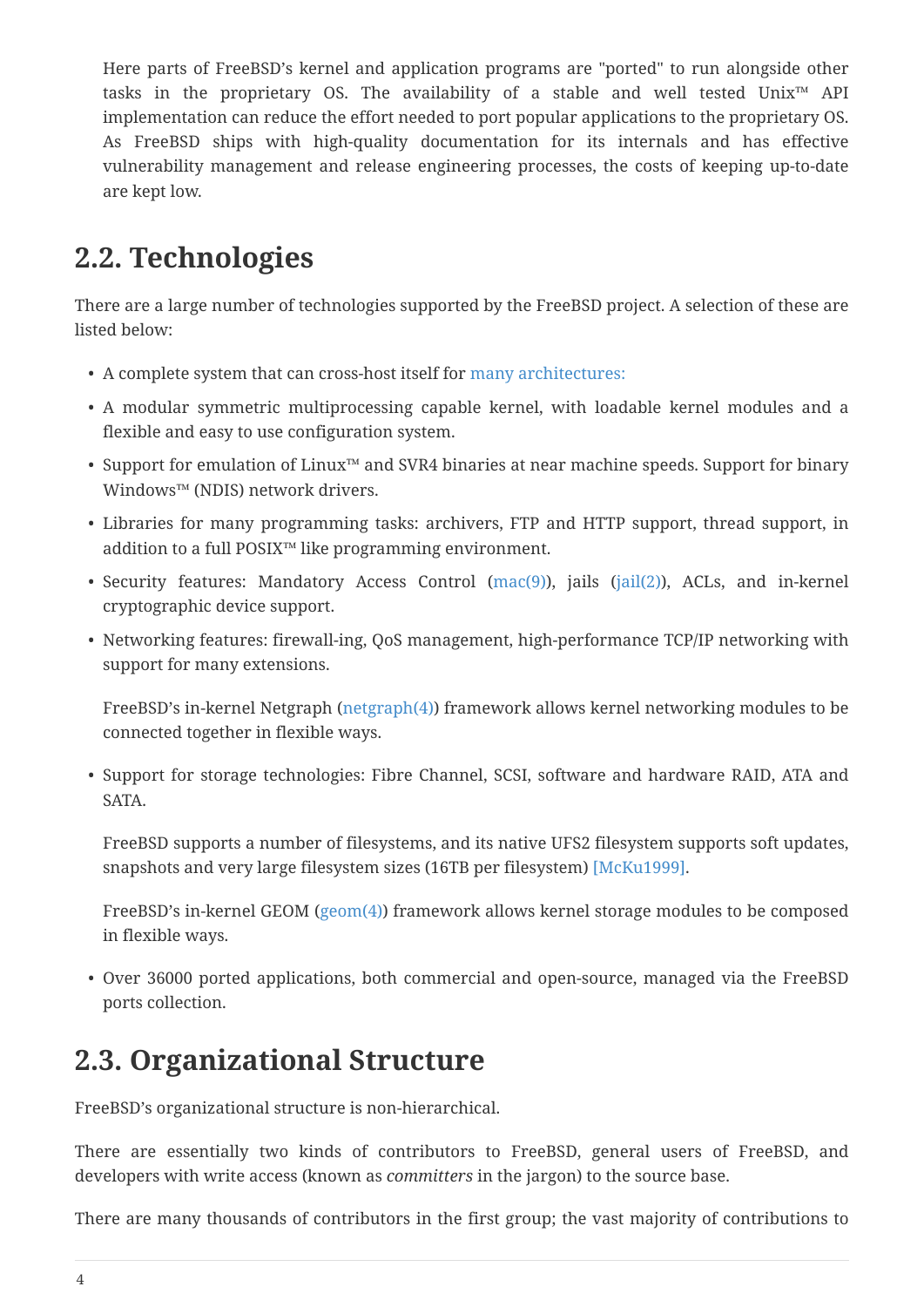Here parts of FreeBSD's kernel and application programs are "ported" to run alongside other tasks in the proprietary OS. The availability of a stable and well tested Unix™ API implementation can reduce the effort needed to port popular applications to the proprietary OS. As FreeBSD ships with high-quality documentation for its internals and has effective vulnerability management and release engineering processes, the costs of keeping up-to-date are kept low.

## 2.2. Technologies

There are a large number of technologies supported by the FreeBSD project. A selection of these are listed below:

- A complete system that can cross-host itself for many architectures:
- A modular symmetric multiprocessing capable kernel, with loadable kernel modules and a flexible and easy to use configuration system.
- Support for emulation of Linux™ and SVR4 binaries at near machine speeds. Support for binary Windows™ (NDIS) network drivers.
- Libraries for many programming tasks: archivers, FTP and HTTP support, thread support, in addition to a full POSIX™ like programming environment.
- Security features: Mandatory Access Control (mac(9)), jails (jail(2)), ACLs, and in-kernel cryptographic device support.
- Networking features: firewall-ing, QoS management, high-performance TCP/IP networking with support for many extensions.

  FreeBSD's in-kernel Netgraph (netgraph(4)) framework allows kernel networking modules to be connected together in flexible ways.
- Support for storage technologies: Fibre Channel, SCSI, software and hardware RAID, ATA and SATA.

  FreeBSD supports a number of filesystems, and its native UFS2 filesystem supports soft updates, snapshots and very large filesystem sizes (16TB per filesystem) [McKu1999].

  FreeBSD's in-kernel GEOM (geom(4)) framework allows kernel storage modules to be composed in flexible ways.
- Over 36000 ported applications, both commercial and open-source, managed via the FreeBSD ports collection.

## 2.3. Organizational Structure

FreeBSD's organizational structure is non-hierarchical.

There are essentially two kinds of contributors to FreeBSD, general users of FreeBSD, and developers with write access (known as *committers* in the jargon) to the source base.

There are many thousands of contributors in the first group; the vast majority of contributions to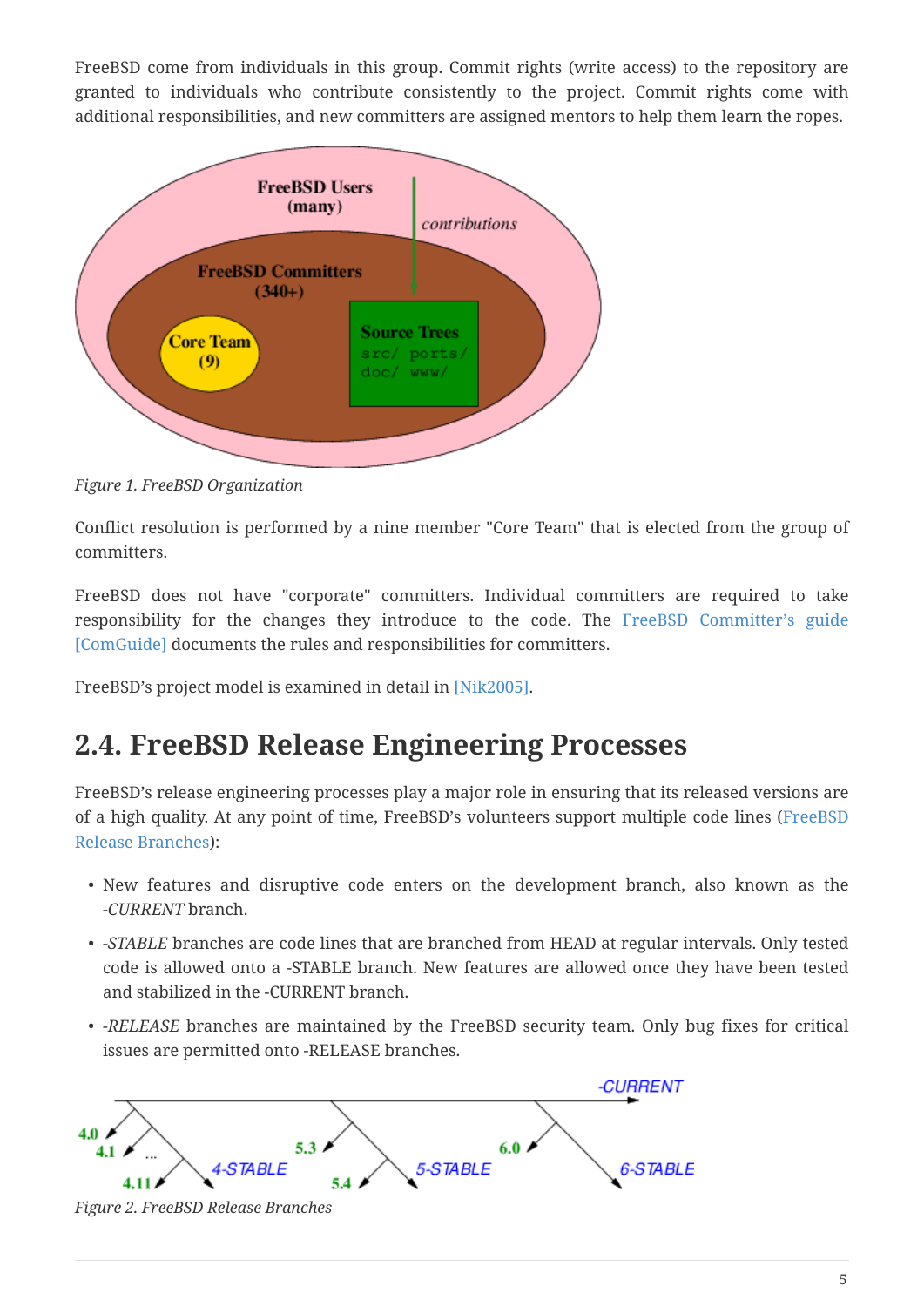FreeBSD come from individuals in this group. Commit rights (write access) to the repository are granted to individuals who contribute consistently to the project. Commit rights come with additional responsibilities, and new committers are assigned mentors to help them learn the ropes.

*Figure 1. FreeBSD Organization*

Conflict resolution is performed by a nine member "Core Team" that is elected from the group of committers.

FreeBSD does not have "corporate" committers. Individual committers are required to take responsibility for the changes they introduce to the code. The FreeBSD Committer's guide [ComGuide] documents the rules and responsibilities for committers.

FreeBSD's project model is examined in detail in [Nik2005].

## 2.4. FreeBSD Release Engineering Processes

FreeBSD's release engineering processes play a major role in ensuring that its released versions are of a high quality. At any point of time, FreeBSD's volunteers support multiple code lines (FreeBSD Release Branches):

- New features and disruptive code enters on the development branch, also known as the *-CURRENT* branch.
- *-STABLE* branches are code lines that are branched from HEAD at regular intervals. Only tested code is allowed onto a -STABLE branch. New features are allowed once they have been tested and stabilized in the -CURRENT branch.
- *-RELEASE* branches are maintained by the FreeBSD security team. Only bug fixes for critical issues are permitted onto -RELEASE branches.

*Figure 2. FreeBSD Release Branches*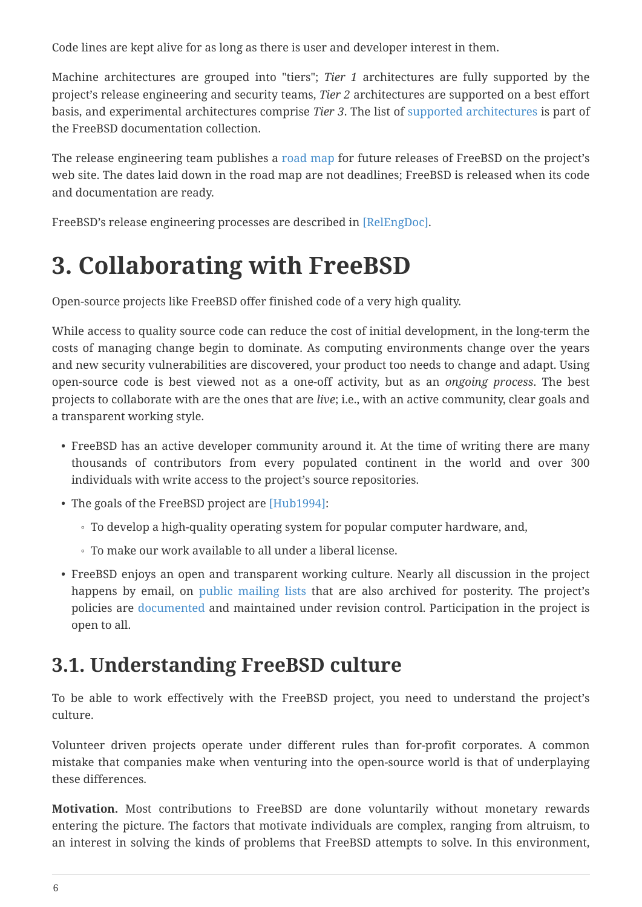Code lines are kept alive for as long as there is user and developer interest in them.

Machine architectures are grouped into "tiers"; *Tier 1* architectures are fully supported by the project's release engineering and security teams, *Tier 2* architectures are supported on a best effort basis, and experimental architectures comprise *Tier 3*. The list of supported architectures is part of the FreeBSD documentation collection.

The release engineering team publishes a road map for future releases of FreeBSD on the project's web site. The dates laid down in the road map are not deadlines; FreeBSD is released when its code and documentation are ready.

FreeBSD's release engineering processes are described in [RelEngDoc].

# 3. Collaborating with FreeBSD

Open-source projects like FreeBSD offer finished code of a very high quality.

While access to quality source code can reduce the cost of initial development, in the long-term the costs of managing change begin to dominate. As computing environments change over the years and new security vulnerabilities are discovered, your product too needs to change and adapt. Using open-source code is best viewed not as a one-off activity, but as an *ongoing process*. The best projects to collaborate with are the ones that are *live*; i.e., with an active community, clear goals and a transparent working style.

- FreeBSD has an active developer community around it. At the time of writing there are many thousands of contributors from every populated continent in the world and over 300 individuals with write access to the project's source repositories.
- The goals of the FreeBSD project are [Hub1994]:
  - To develop a high-quality operating system for popular computer hardware, and,
  - To make our work available to all under a liberal license.
- FreeBSD enjoys an open and transparent working culture. Nearly all discussion in the project happens by email, on public mailing lists that are also archived for posterity. The project's policies are documented and maintained under revision control. Participation in the project is open to all.

## 3.1. Understanding FreeBSD culture

To be able to work effectively with the FreeBSD project, you need to understand the project's culture.

Volunteer driven projects operate under different rules than for-profit corporates. A common mistake that companies make when venturing into the open-source world is that of underplaying these differences.

**Motivation.** Most contributions to FreeBSD are done voluntarily without monetary rewards entering the picture. The factors that motivate individuals are complex, ranging from altruism, to an interest in solving the kinds of problems that FreeBSD attempts to solve. In this environment,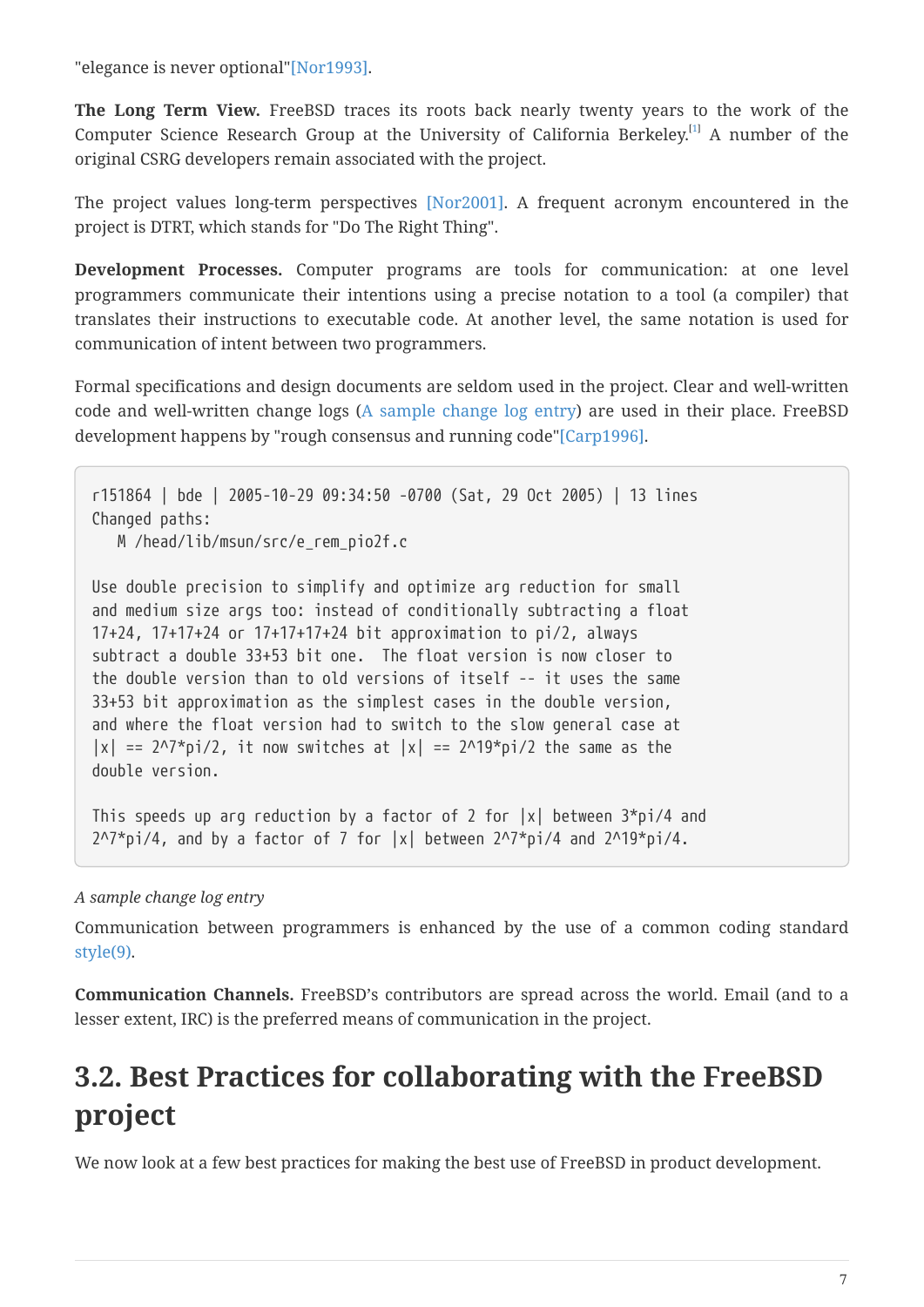"elegance is never optional"[Nor1993].

**The Long Term View.** FreeBSD traces its roots back nearly twenty years to the work of the Computer Science Research Group at the University of California Berkeley.[1] A number of the original CSRG developers remain associated with the project.

The project values long-term perspectives [Nor2001]. A frequent acronym encountered in the project is DTRT, which stands for "Do The Right Thing".

**Development Processes.** Computer programs are tools for communication: at one level programmers communicate their intentions using a precise notation to a tool (a compiler) that translates their instructions to executable code. At another level, the same notation is used for communication of intent between two programmers.

Formal specifications and design documents are seldom used in the project. Clear and well-written code and well-written change logs (A sample change log entry) are used in their place. FreeBSD development happens by "rough consensus and running code"[Carp1996].

```
r151864 | bde | 2005-10-29 09:34:50 -0700 (Sat, 29 Oct 2005) | 13 lines
Changed paths:
   M /head/lib/msun/src/e_rem_pio2f.c

Use double precision to simplify and optimize arg reduction for small
and medium size args too: instead of conditionally subtracting a float
17+24, 17+17+24 or 17+17+17+24 bit approximation to pi/2, always
subtract a double 33+53 bit one.  The float version is now closer to
the double version than to old versions of itself -- it uses the same
33+53 bit approximation as the simplest cases in the double version,
and where the float version had to switch to the slow general case at
|x| == 2^7*pi/2, it now switches at |x| == 2^19*pi/2 the same as the
double version.

This speeds up arg reduction by a factor of 2 for |x| between 3*pi/4 and
2^7*pi/4, and by a factor of 7 for |x| between 2^7*pi/4 and 2^19*pi/4.
```

*A sample change log entry*

Communication between programmers is enhanced by the use of a common coding standard style(9).

**Communication Channels.** FreeBSD's contributors are spread across the world. Email (and to a lesser extent, IRC) is the preferred means of communication in the project.

## 3.2. Best Practices for collaborating with the FreeBSD project

We now look at a few best practices for making the best use of FreeBSD in product development.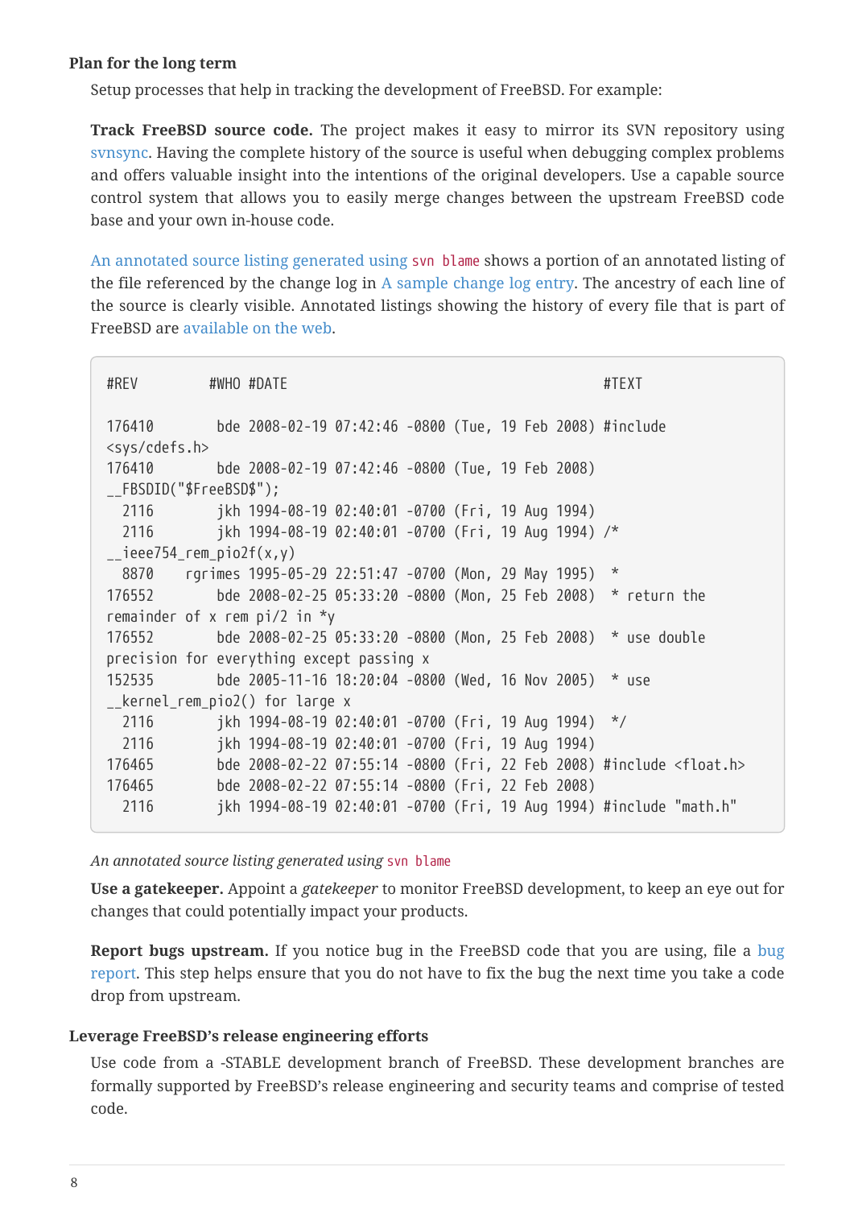**Plan for the long term**

Setup processes that help in tracking the development of FreeBSD. For example:

**Track FreeBSD source code.** The project makes it easy to mirror its SVN repository using svnsync. Having the complete history of the source is useful when debugging complex problems and offers valuable insight into the intentions of the original developers. Use a capable source control system that allows you to easily merge changes between the upstream FreeBSD code base and your own in-house code.

An annotated source listing generated using `svn blame` shows a portion of an annotated listing of the file referenced by the change log in A sample change log entry. The ancestry of each line of the source is clearly visible. Annotated listings showing the history of every file that is part of FreeBSD are available on the web.

```
#REV         #WHO #DATE                                        #TEXT

176410        bde 2008-02-19 07:42:46 -0800 (Tue, 19 Feb 2008) #include
<sys/cdefs.h>
176410        bde 2008-02-19 07:42:46 -0800 (Tue, 19 Feb 2008)
__FBSDID("$FreeBSD$");
  2116        jkh 1994-08-19 02:40:01 -0700 (Fri, 19 Aug 1994)
  2116        jkh 1994-08-19 02:40:01 -0700 (Fri, 19 Aug 1994) /*
__ieee754_rem_pio2f(x,y)
  8870    rgrimes 1995-05-29 22:51:47 -0700 (Mon, 29 May 1995)  *
176552        bde 2008-02-25 05:33:20 -0800 (Mon, 25 Feb 2008)  * return the
remainder of x rem pi/2 in *y
176552        bde 2008-02-25 05:33:20 -0800 (Mon, 25 Feb 2008)  * use double
precision for everything except passing x
152535        bde 2005-11-16 18:20:04 -0800 (Wed, 16 Nov 2005)  * use
__kernel_rem_pio2() for large x
  2116        jkh 1994-08-19 02:40:01 -0700 (Fri, 19 Aug 1994)  */
  2116        jkh 1994-08-19 02:40:01 -0700 (Fri, 19 Aug 1994)
176465        bde 2008-02-22 07:55:14 -0800 (Fri, 22 Feb 2008) #include <float.h>
176465        bde 2008-02-22 07:55:14 -0800 (Fri, 22 Feb 2008)
  2116        jkh 1994-08-19 02:40:01 -0700 (Fri, 19 Aug 1994) #include "math.h"
```

*An annotated source listing generated using `svn blame`*

**Use a gatekeeper.** Appoint a *gatekeeper* to monitor FreeBSD development, to keep an eye out for changes that could potentially impact your products.

**Report bugs upstream.** If you notice bug in the FreeBSD code that you are using, file a bug report. This step helps ensure that you do not have to fix the bug the next time you take a code drop from upstream.

**Leverage FreeBSD's release engineering efforts**

Use code from a -STABLE development branch of FreeBSD. These development branches are formally supported by FreeBSD's release engineering and security teams and comprise of tested code.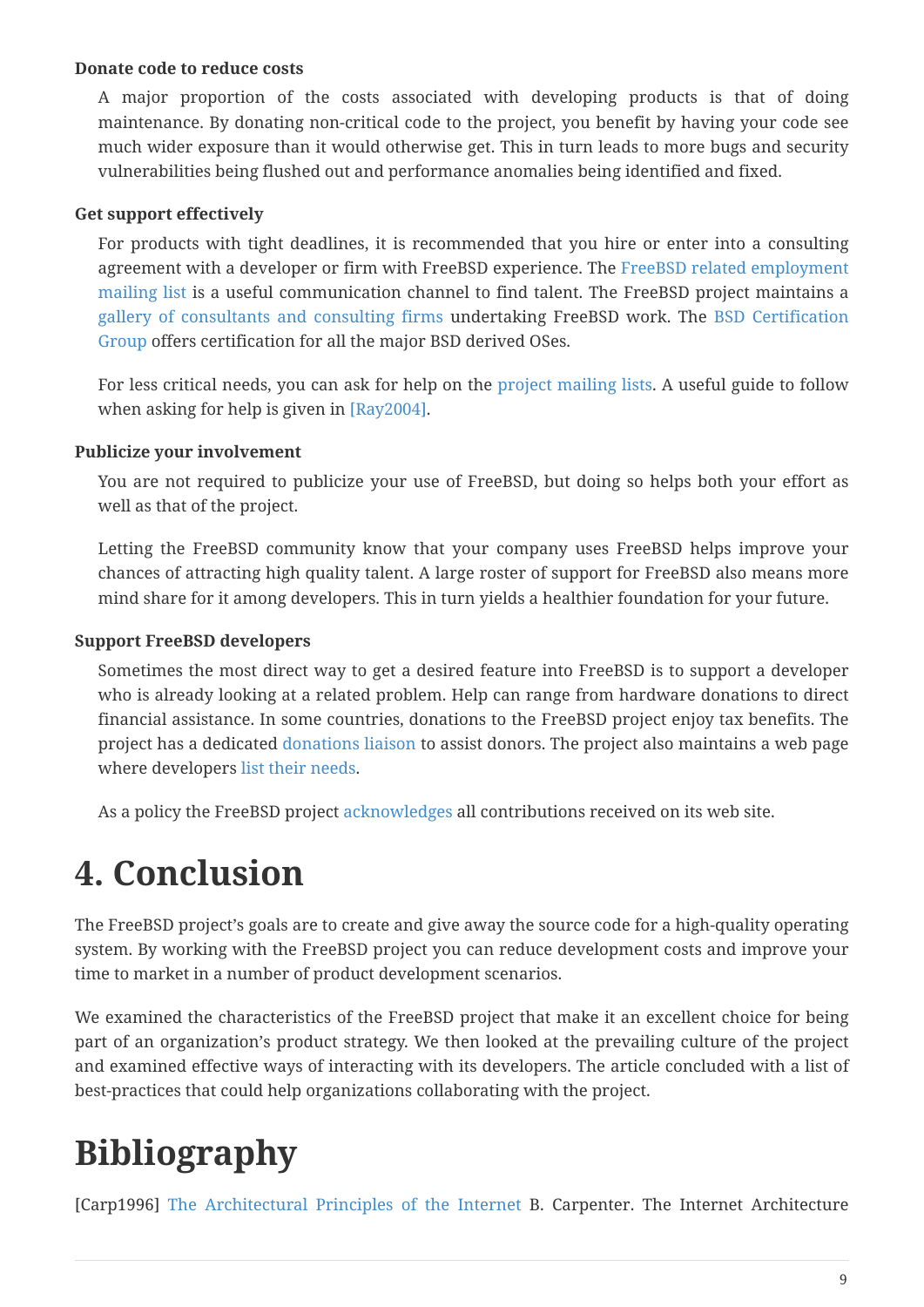**Donate code to reduce costs**

A major proportion of the costs associated with developing products is that of doing maintenance. By donating non-critical code to the project, you benefit by having your code see much wider exposure than it would otherwise get. This in turn leads to more bugs and security vulnerabilities being flushed out and performance anomalies being identified and fixed.

**Get support effectively**

For products with tight deadlines, it is recommended that you hire or enter into a consulting agreement with a developer or firm with FreeBSD experience. The FreeBSD related employment mailing list is a useful communication channel to find talent. The FreeBSD project maintains a gallery of consultants and consulting firms undertaking FreeBSD work. The BSD Certification Group offers certification for all the major BSD derived OSes.

For less critical needs, you can ask for help on the project mailing lists. A useful guide to follow when asking for help is given in [Ray2004].

**Publicize your involvement**

You are not required to publicize your use of FreeBSD, but doing so helps both your effort as well as that of the project.

Letting the FreeBSD community know that your company uses FreeBSD helps improve your chances of attracting high quality talent. A large roster of support for FreeBSD also means more mind share for it among developers. This in turn yields a healthier foundation for your future.

**Support FreeBSD developers**

Sometimes the most direct way to get a desired feature into FreeBSD is to support a developer who is already looking at a related problem. Help can range from hardware donations to direct financial assistance. In some countries, donations to the FreeBSD project enjoy tax benefits. The project has a dedicated donations liaison to assist donors. The project also maintains a web page where developers list their needs.

As a policy the FreeBSD project acknowledges all contributions received on its web site.

# 4. Conclusion

The FreeBSD project's goals are to create and give away the source code for a high-quality operating system. By working with the FreeBSD project you can reduce development costs and improve your time to market in a number of product development scenarios.

We examined the characteristics of the FreeBSD project that make it an excellent choice for being part of an organization's product strategy. We then looked at the prevailing culture of the project and examined effective ways of interacting with its developers. The article concluded with a list of best-practices that could help organizations collaborating with the project.

# Bibliography

[Carp1996] The Architectural Principles of the Internet B. Carpenter. The Internet Architecture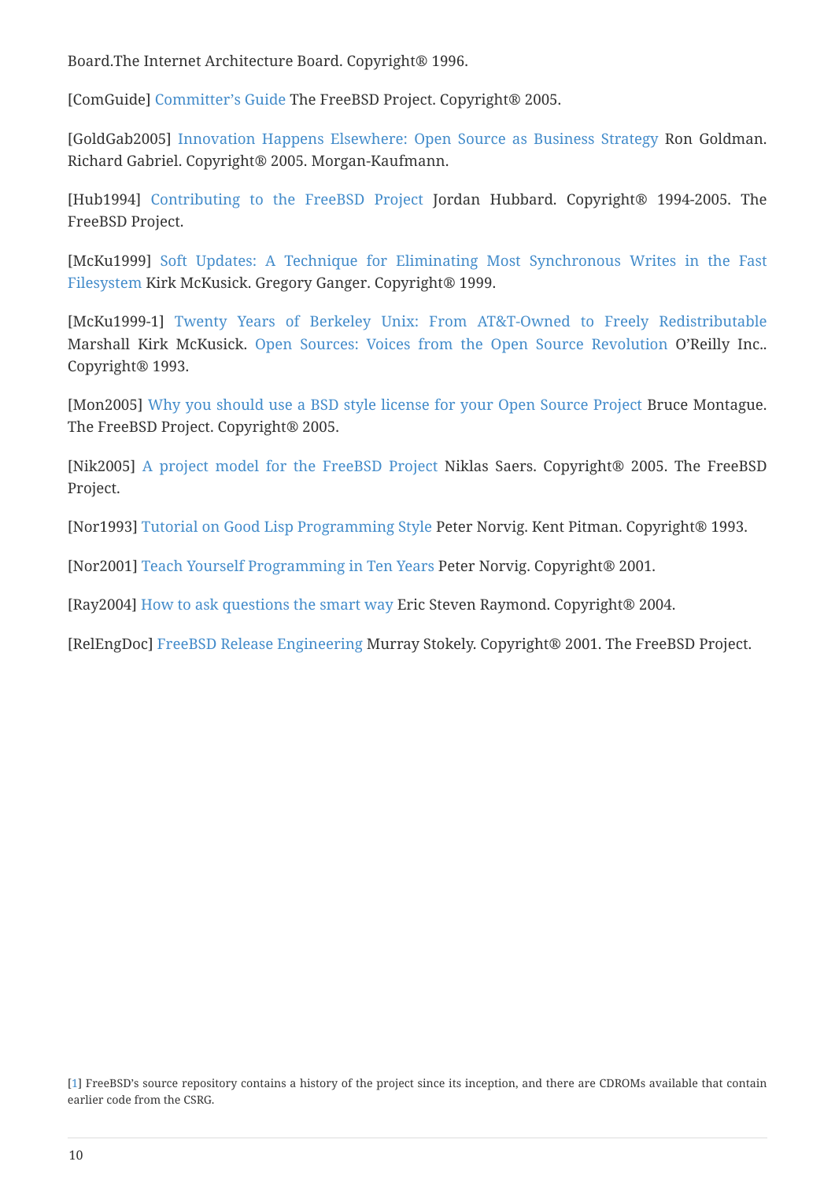Board.The Internet Architecture Board. Copyright® 1996.

[ComGuide] Committer's Guide The FreeBSD Project. Copyright® 2005.

[GoldGab2005] Innovation Happens Elsewhere: Open Source as Business Strategy Ron Goldman. Richard Gabriel. Copyright® 2005. Morgan-Kaufmann.

[Hub1994] Contributing to the FreeBSD Project Jordan Hubbard. Copyright® 1994-2005. The FreeBSD Project.

[McKu1999] Soft Updates: A Technique for Eliminating Most Synchronous Writes in the Fast Filesystem Kirk McKusick. Gregory Ganger. Copyright® 1999.

[McKu1999-1] Twenty Years of Berkeley Unix: From AT&T-Owned to Freely Redistributable Marshall Kirk McKusick. Open Sources: Voices from the Open Source Revolution O'Reilly Inc.. Copyright® 1993.

[Mon2005] Why you should use a BSD style license for your Open Source Project Bruce Montague. The FreeBSD Project. Copyright® 2005.

[Nik2005] A project model for the FreeBSD Project Niklas Saers. Copyright® 2005. The FreeBSD Project.

[Nor1993] Tutorial on Good Lisp Programming Style Peter Norvig. Kent Pitman. Copyright® 1993.

[Nor2001] Teach Yourself Programming in Ten Years Peter Norvig. Copyright® 2001.

[Ray2004] How to ask questions the smart way Eric Steven Raymond. Copyright® 2004.

[RelEngDoc] FreeBSD Release Engineering Murray Stokely. Copyright® 2001. The FreeBSD Project.

[1] FreeBSD's source repository contains a history of the project since its inception, and there are CDROMs available that contain earlier code from the CSRG.